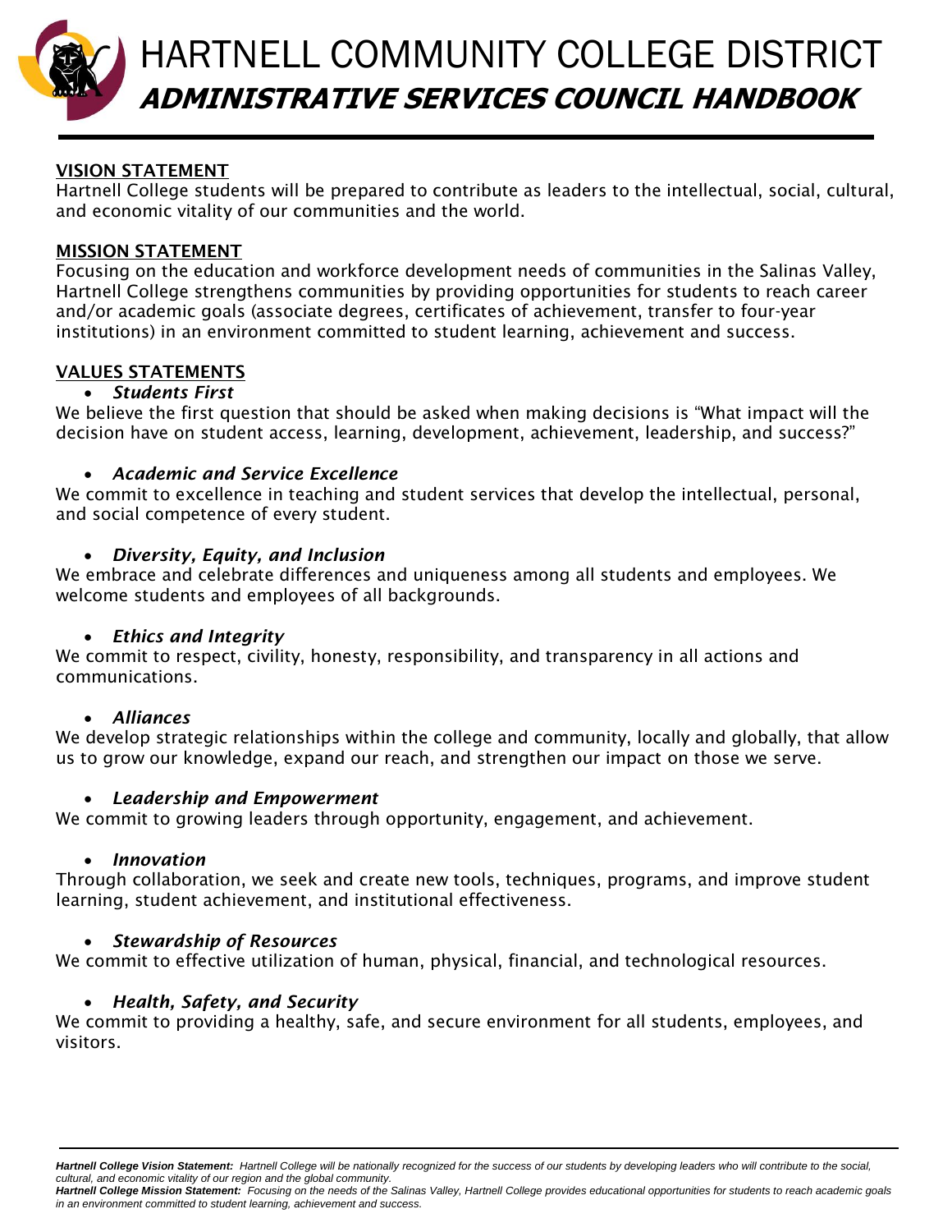# HARTNELL COMMUNITY COLLEGE DISTRICT

## *ADMINISTRATIVE SERVICES COUNCIL HANDBOOK*

### VISION STATEMENT

Hartnell College students will be prepared to contribute as leaders to the intellectual, social, cultural, and economic vitality of our communities and the world.

### MISSION STATEMENT

Focusing on the education and workforce development needs of communities in the Salinas Valley, Hartnell College strengthens communities by providing opportunities for students to reach career and/or academic goals (associate degrees, certificates of achievement, transfer to four-year institutions) in an environment committed to student learning, achievement and success.

### VALUES STATEMENTS

- ***Students First***

We believe the first question that should be asked when making decisions is "What impact will the decision have on student access, learning, development, achievement, leadership, and success?"

- ***Academic and Service Excellence***

We commit to excellence in teaching and student services that develop the intellectual, personal, and social competence of every student.

- ***Diversity, Equity, and Inclusion***

We embrace and celebrate differences and uniqueness among all students and employees. We welcome students and employees of all backgrounds.

- ***Ethics and Integrity***

We commit to respect, civility, honesty, responsibility, and transparency in all actions and communications.

- ***Alliances***

We develop strategic relationships within the college and community, locally and globally, that allow us to grow our knowledge, expand our reach, and strengthen our impact on those we serve.

- ***Leadership and Empowerment***

We commit to growing leaders through opportunity, engagement, and achievement.

- ***Innovation***

Through collaboration, we seek and create new tools, techniques, programs, and improve student learning, student achievement, and institutional effectiveness.

- ***Stewardship of Resources***

We commit to effective utilization of human, physical, financial, and technological resources.

- ***Health, Safety, and Security***

We commit to providing a healthy, safe, and secure environment for all students, employees, and visitors.

***Hartnell College Vision Statement:*** *Hartnell College will be nationally recognized for the success of our students by developing leaders who will contribute to the social, cultural, and economic vitality of our region and the global community.*
***Hartnell College Mission Statement:*** *Focusing on the needs of the Salinas Valley, Hartnell College provides educational opportunities for students to reach academic goals in an environment committed to student learning, achievement and success.*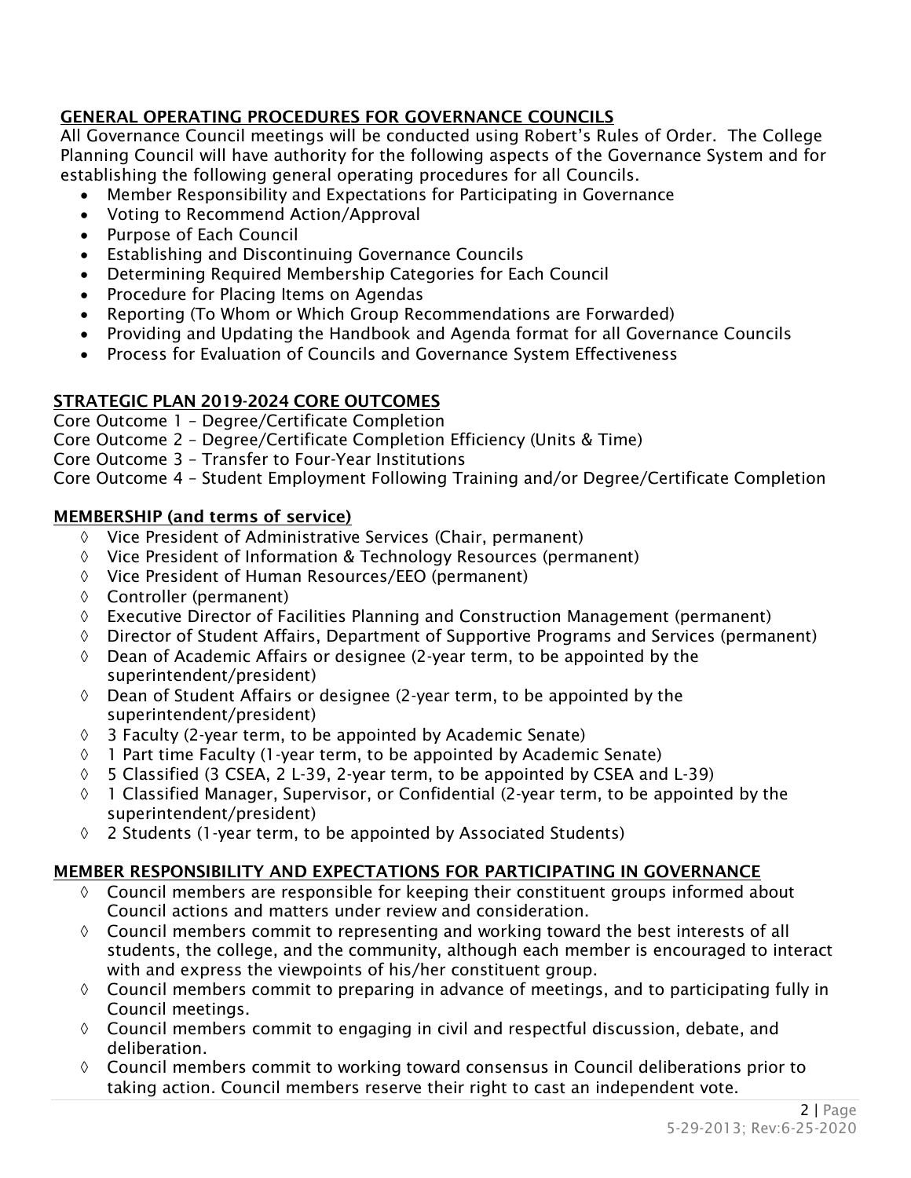## GENERAL OPERATING PROCEDURES FOR GOVERNANCE COUNCILS

All Governance Council meetings will be conducted using Robert's Rules of Order. The College Planning Council will have authority for the following aspects of the Governance System and for establishing the following general operating procedures for all Councils.

- Member Responsibility and Expectations for Participating in Governance
- Voting to Recommend Action/Approval
- Purpose of Each Council
- Establishing and Discontinuing Governance Councils
- Determining Required Membership Categories for Each Council
- Procedure for Placing Items on Agendas
- Reporting (To Whom or Which Group Recommendations are Forwarded)
- Providing and Updating the Handbook and Agenda format for all Governance Councils
- Process for Evaluation of Councils and Governance System Effectiveness

## STRATEGIC PLAN 2019-2024 CORE OUTCOMES

Core Outcome 1 – Degree/Certificate Completion
Core Outcome 2 – Degree/Certificate Completion Efficiency (Units & Time)
Core Outcome 3 – Transfer to Four-Year Institutions
Core Outcome 4 – Student Employment Following Training and/or Degree/Certificate Completion

## MEMBERSHIP (and terms of service)

- ◊ Vice President of Administrative Services (Chair, permanent)
- ◊ Vice President of Information & Technology Resources (permanent)
- ◊ Vice President of Human Resources/EEO (permanent)
- ◊ Controller (permanent)
- ◊ Executive Director of Facilities Planning and Construction Management (permanent)
- ◊ Director of Student Affairs, Department of Supportive Programs and Services (permanent)
- ◊ Dean of Academic Affairs or designee (2-year term, to be appointed by the superintendent/president)
- ◊ Dean of Student Affairs or designee (2-year term, to be appointed by the superintendent/president)
- ◊ 3 Faculty (2-year term, to be appointed by Academic Senate)
- ◊ 1 Part time Faculty (1-year term, to be appointed by Academic Senate)
- ◊ 5 Classified (3 CSEA, 2 L-39, 2-year term, to be appointed by CSEA and L-39)
- ◊ 1 Classified Manager, Supervisor, or Confidential (2-year term, to be appointed by the superintendent/president)
- ◊ 2 Students (1-year term, to be appointed by Associated Students)

## MEMBER RESPONSIBILITY AND EXPECTATIONS FOR PARTICIPATING IN GOVERNANCE

- ◊ Council members are responsible for keeping their constituent groups informed about Council actions and matters under review and consideration.
- ◊ Council members commit to representing and working toward the best interests of all students, the college, and the community, although each member is encouraged to interact with and express the viewpoints of his/her constituent group.
- ◊ Council members commit to preparing in advance of meetings, and to participating fully in Council meetings.
- ◊ Council members commit to engaging in civil and respectful discussion, debate, and deliberation.
- ◊ Council members commit to working toward consensus in Council deliberations prior to taking action. Council members reserve their right to cast an independent vote.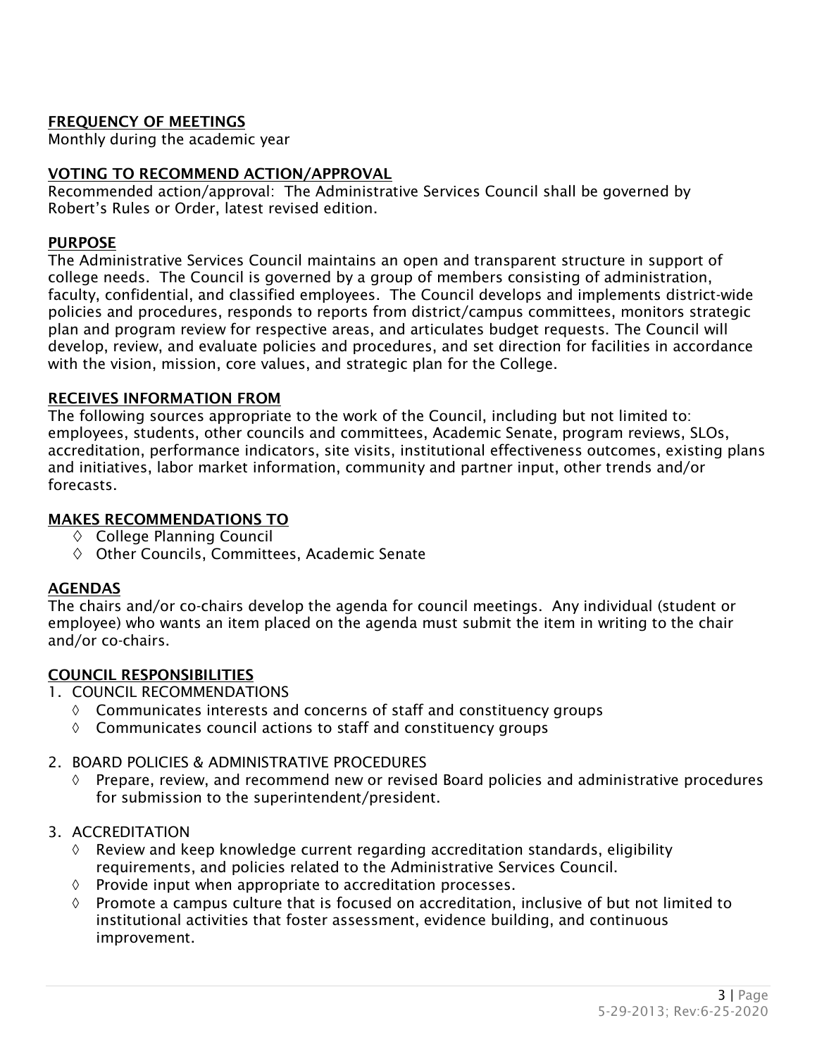## FREQUENCY OF MEETINGS

Monthly during the academic year

## VOTING TO RECOMMEND ACTION/APPROVAL

Recommended action/approval: The Administrative Services Council shall be governed by Robert's Rules or Order, latest revised edition.

## PURPOSE

The Administrative Services Council maintains an open and transparent structure in support of college needs. The Council is governed by a group of members consisting of administration, faculty, confidential, and classified employees. The Council develops and implements district-wide policies and procedures, responds to reports from district/campus committees, monitors strategic plan and program review for respective areas, and articulates budget requests. The Council will develop, review, and evaluate policies and procedures, and set direction for facilities in accordance with the vision, mission, core values, and strategic plan for the College.

## RECEIVES INFORMATION FROM

The following sources appropriate to the work of the Council, including but not limited to: employees, students, other councils and committees, Academic Senate, program reviews, SLOs, accreditation, performance indicators, site visits, institutional effectiveness outcomes, existing plans and initiatives, labor market information, community and partner input, other trends and/or forecasts.

## MAKES RECOMMENDATIONS TO

- ◊ College Planning Council
- ◊ Other Councils, Committees, Academic Senate

## AGENDAS

The chairs and/or co-chairs develop the agenda for council meetings. Any individual (student or employee) who wants an item placed on the agenda must submit the item in writing to the chair and/or co-chairs.

## COUNCIL RESPONSIBILITIES

1. COUNCIL RECOMMENDATIONS
   - ◊ Communicates interests and concerns of staff and constituency groups
   - ◊ Communicates council actions to staff and constituency groups

2. BOARD POLICIES & ADMINISTRATIVE PROCEDURES
   - ◊ Prepare, review, and recommend new or revised Board policies and administrative procedures for submission to the superintendent/president.

3. ACCREDITATION
   - ◊ Review and keep knowledge current regarding accreditation standards, eligibility requirements, and policies related to the Administrative Services Council.
   - ◊ Provide input when appropriate to accreditation processes.
   - ◊ Promote a campus culture that is focused on accreditation, inclusive of but not limited to institutional activities that foster assessment, evidence building, and continuous improvement.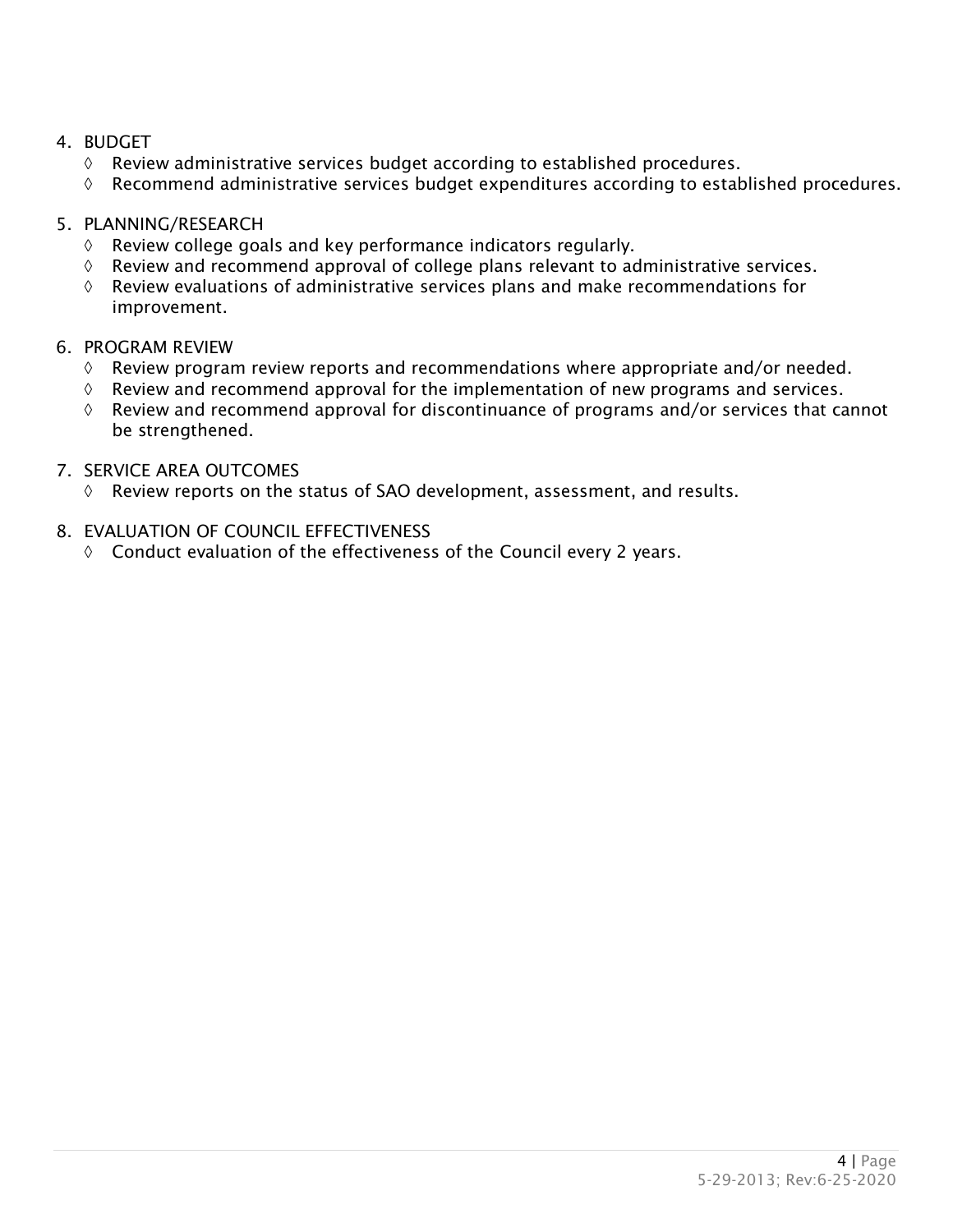4. BUDGET
   - ◊ Review administrative services budget according to established procedures.
   - ◊ Recommend administrative services budget expenditures according to established procedures.

5. PLANNING/RESEARCH
   - ◊ Review college goals and key performance indicators regularly.
   - ◊ Review and recommend approval of college plans relevant to administrative services.
   - ◊ Review evaluations of administrative services plans and make recommendations for improvement.

6. PROGRAM REVIEW
   - ◊ Review program review reports and recommendations where appropriate and/or needed.
   - ◊ Review and recommend approval for the implementation of new programs and services.
   - ◊ Review and recommend approval for discontinuance of programs and/or services that cannot be strengthened.

7. SERVICE AREA OUTCOMES
   - ◊ Review reports on the status of SAO development, assessment, and results.

8. EVALUATION OF COUNCIL EFFECTIVENESS
   - ◊ Conduct evaluation of the effectiveness of the Council every 2 years.